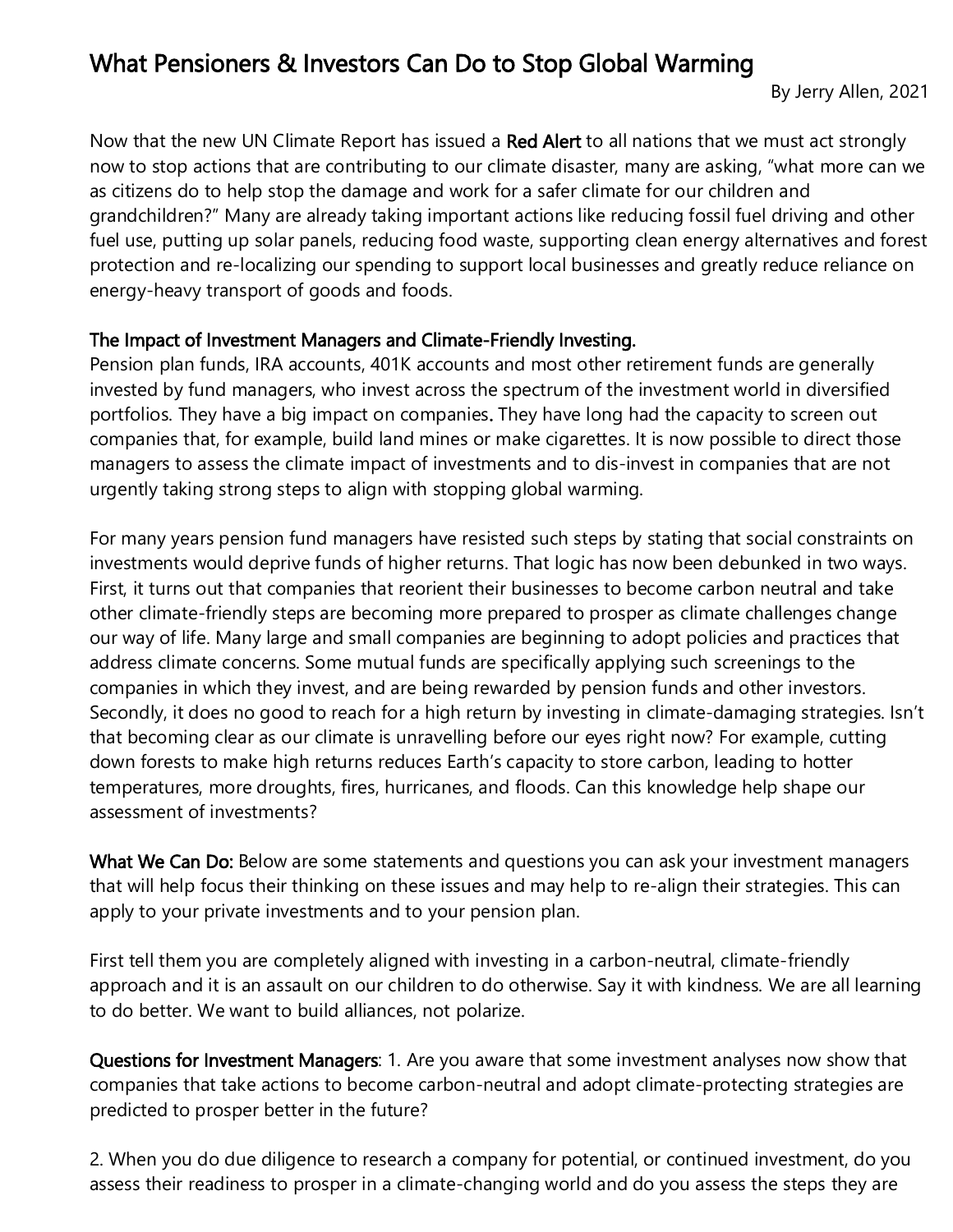# What Pensioners & Investors Can Do to Stop Global Warming

By Jerry Allen, 2021

Now that the new UN Climate Report has issued a **Red Alert** to all nations that we must act strongly now to stop actions that are contributing to our climate disaster, many are asking, "what more can we as citizens do to help stop the damage and work for a safer climate for our children and grandchildren?" Many are already taking important actions like reducing fossil fuel driving and other fuel use, putting up solar panels, reducing food waste, supporting clean energy alternatives and forest protection and re-localizing our spending to support local businesses and greatly reduce reliance on energy-heavy transport of goods and foods.

**The Impact of Investment Managers and Climate-Friendly Investing.**
Pension plan funds, IRA accounts, 401K accounts and most other retirement funds are generally invested by fund managers, who invest across the spectrum of the investment world in diversified portfolios. They have a big impact on companies**.** They have long had the capacity to screen out companies that, for example, build land mines or make cigarettes. It is now possible to direct those managers to assess the climate impact of investments and to dis-invest in companies that are not urgently taking strong steps to align with stopping global warming.

For many years pension fund managers have resisted such steps by stating that social constraints on investments would deprive funds of higher returns. That logic has now been debunked in two ways. First, it turns out that companies that reorient their businesses to become carbon neutral and take other climate-friendly steps are becoming more prepared to prosper as climate challenges change our way of life. Many large and small companies are beginning to adopt policies and practices that address climate concerns. Some mutual funds are specifically applying such screenings to the companies in which they invest, and are being rewarded by pension funds and other investors. Secondly, it does no good to reach for a high return by investing in climate-damaging strategies. Isn't that becoming clear as our climate is unravelling before our eyes right now? For example, cutting down forests to make high returns reduces Earth's capacity to store carbon, leading to hotter temperatures, more droughts, fires, hurricanes, and floods. Can this knowledge help shape our assessment of investments?

**What We Can Do:** Below are some statements and questions you can ask your investment managers that will help focus their thinking on these issues and may help to re-align their strategies. This can apply to your private investments and to your pension plan.

First tell them you are completely aligned with investing in a carbon-neutral, climate-friendly approach and it is an assault on our children to do otherwise. Say it with kindness. We are all learning to do better. We want to build alliances, not polarize.

**Questions for Investment Managers**: 1. Are you aware that some investment analyses now show that companies that take actions to become carbon-neutral and adopt climate-protecting strategies are predicted to prosper better in the future?

2. When you do due diligence to research a company for potential, or continued investment, do you assess their readiness to prosper in a climate-changing world and do you assess the steps they are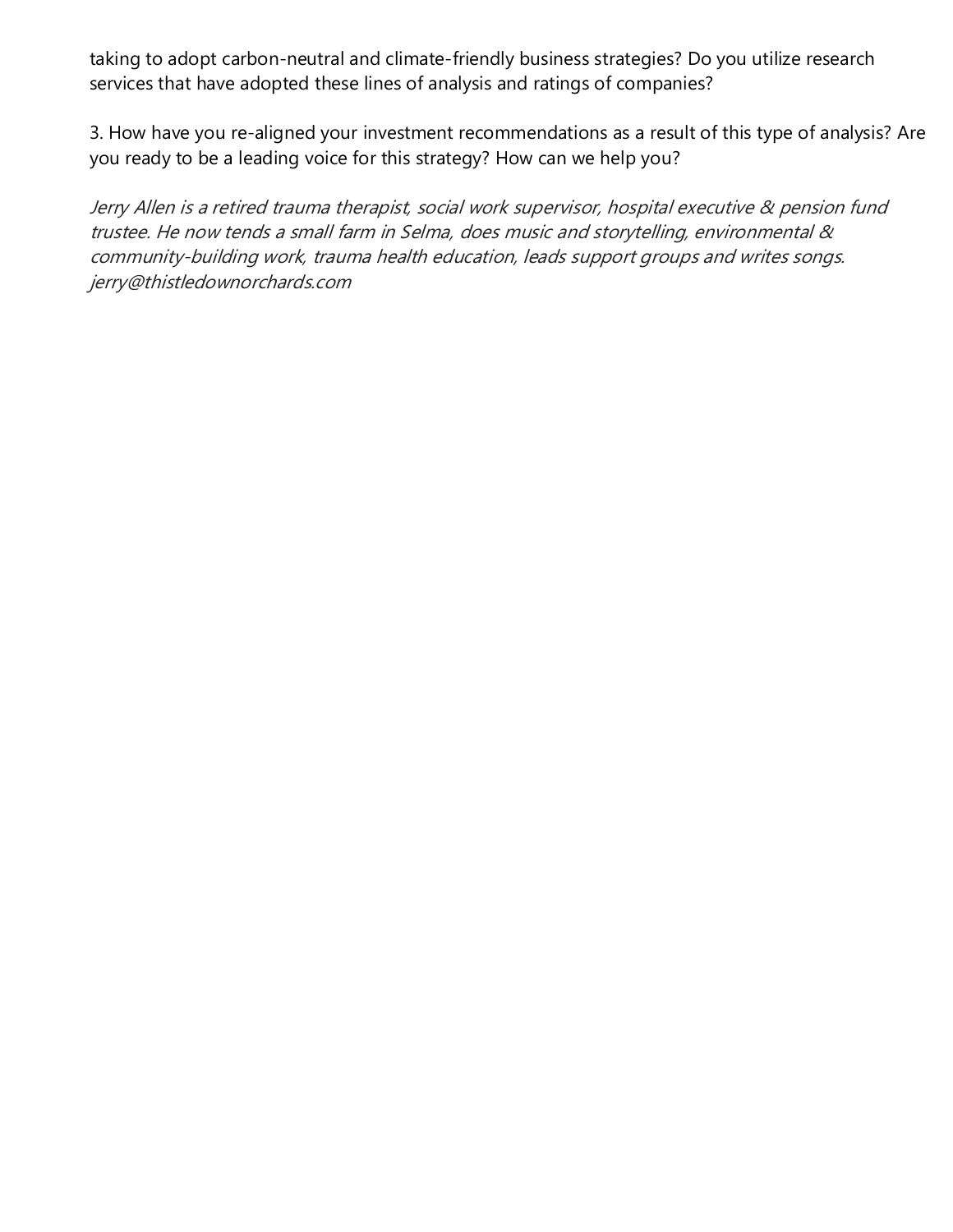taking to adopt carbon-neutral and climate-friendly business strategies? Do you utilize research services that have adopted these lines of analysis and ratings of companies?

3. How have you re-aligned your investment recommendations as a result of this type of analysis? Are you ready to be a leading voice for this strategy? How can we help you?

*Jerry Allen is a retired trauma therapist, social work supervisor, hospital executive & pension fund trustee. He now tends a small farm in Selma, does music and storytelling, environmental & community-building work, trauma health education, leads support groups and writes songs. jerry@thistledownorchards.com*